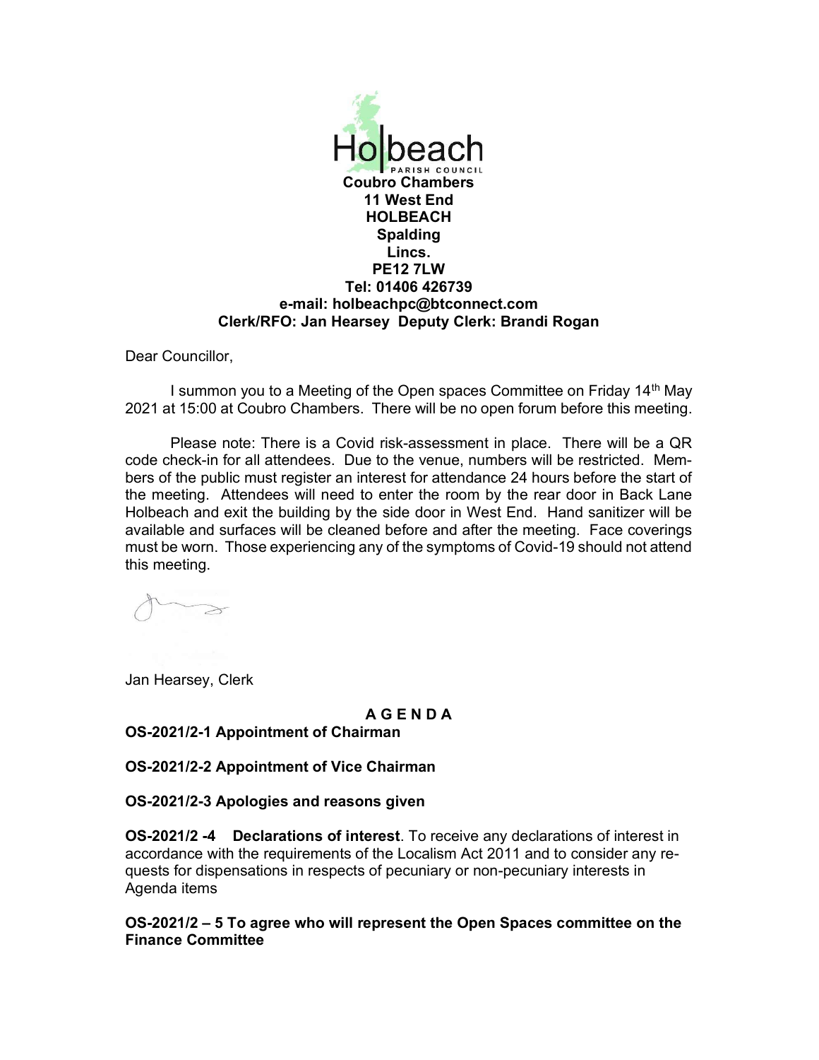Holbeach PARISH COUNCIL

**Coubro Chambers**
**11 West End**
**HOLBEACH**
**Spalding**
**Lincs.**
**PE12 7LW**
**Tel: 01406 426739**
**e-mail: holbeachpc@btconnect.com**
**Clerk/RFO: Jan Hearsey Deputy Clerk: Brandi Rogan**

Dear Councillor,

I summon you to a Meeting of the Open spaces Committee on Friday 14th May 2021 at 15:00 at Coubro Chambers. There will be no open forum before this meeting.

Please note: There is a Covid risk-assessment in place. There will be a QR code check-in for all attendees. Due to the venue, numbers will be restricted. Members of the public must register an interest for attendance 24 hours before the start of the meeting. Attendees will need to enter the room by the rear door in Back Lane Holbeach and exit the building by the side door in West End. Hand sanitizer will be available and surfaces will be cleaned before and after the meeting. Face coverings must be worn. Those experiencing any of the symptoms of Covid-19 should not attend this meeting.

Jan Hearsey, Clerk

## A G E N D A

**OS-2021/2-1 Appointment of Chairman**

**OS-2021/2-2 Appointment of Vice Chairman**

**OS-2021/2-3 Apologies and reasons given**

**OS-2021/2 -4 Declarations of interest**. To receive any declarations of interest in accordance with the requirements of the Localism Act 2011 and to consider any requests for dispensations in respects of pecuniary or non-pecuniary interests in Agenda items

**OS-2021/2 – 5 To agree who will represent the Open Spaces committee on the Finance Committee**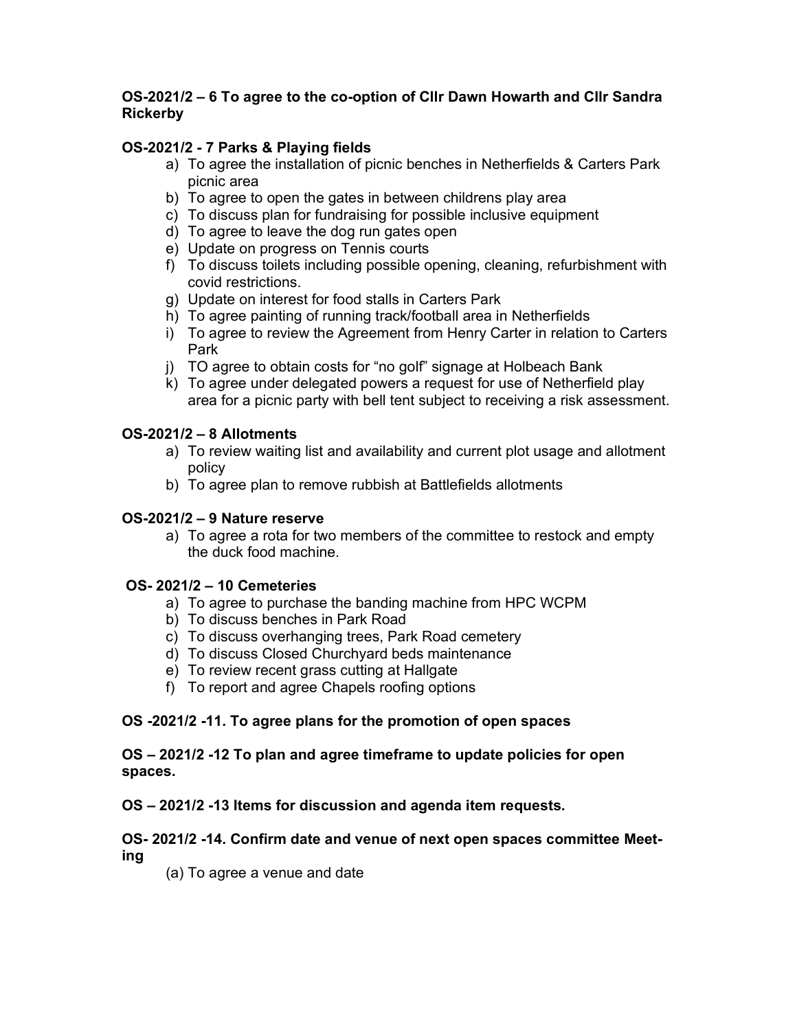**OS-2021/2 – 6 To agree to the co-option of Cllr Dawn Howarth and Cllr Sandra Rickerby**

**OS-2021/2 - 7 Parks & Playing fields**

a) To agree the installation of picnic benches in Netherfields & Carters Park picnic area
b) To agree to open the gates in between childrens play area
c) To discuss plan for fundraising for possible inclusive equipment
d) To agree to leave the dog run gates open
e) Update on progress on Tennis courts
f) To discuss toilets including possible opening, cleaning, refurbishment with covid restrictions.
g) Update on interest for food stalls in Carters Park
h) To agree painting of running track/football area in Netherfields
i) To agree to review the Agreement from Henry Carter in relation to Carters Park
j) TO agree to obtain costs for "no golf" signage at Holbeach Bank
k) To agree under delegated powers a request for use of Netherfield play area for a picnic party with bell tent subject to receiving a risk assessment.

**OS-2021/2 – 8 Allotments**

a) To review waiting list and availability and current plot usage and allotment policy
b) To agree plan to remove rubbish at Battlefields allotments

**OS-2021/2 – 9 Nature reserve**

a) To agree a rota for two members of the committee to restock and empty the duck food machine.

**OS- 2021/2 – 10 Cemeteries**

a) To agree to purchase the banding machine from HPC WCPM
b) To discuss benches in Park Road
c) To discuss overhanging trees, Park Road cemetery
d) To discuss Closed Churchyard beds maintenance
e) To review recent grass cutting at Hallgate
f) To report and agree Chapels roofing options

**OS -2021/2 -11. To agree plans for the promotion of open spaces**

**OS – 2021/2 -12 To plan and agree timeframe to update policies for open spaces.**

**OS – 2021/2 -13 Items for discussion and agenda item requests.**

**OS- 2021/2 -14. Confirm date and venue of next open spaces committee Meeting**

(a) To agree a venue and date